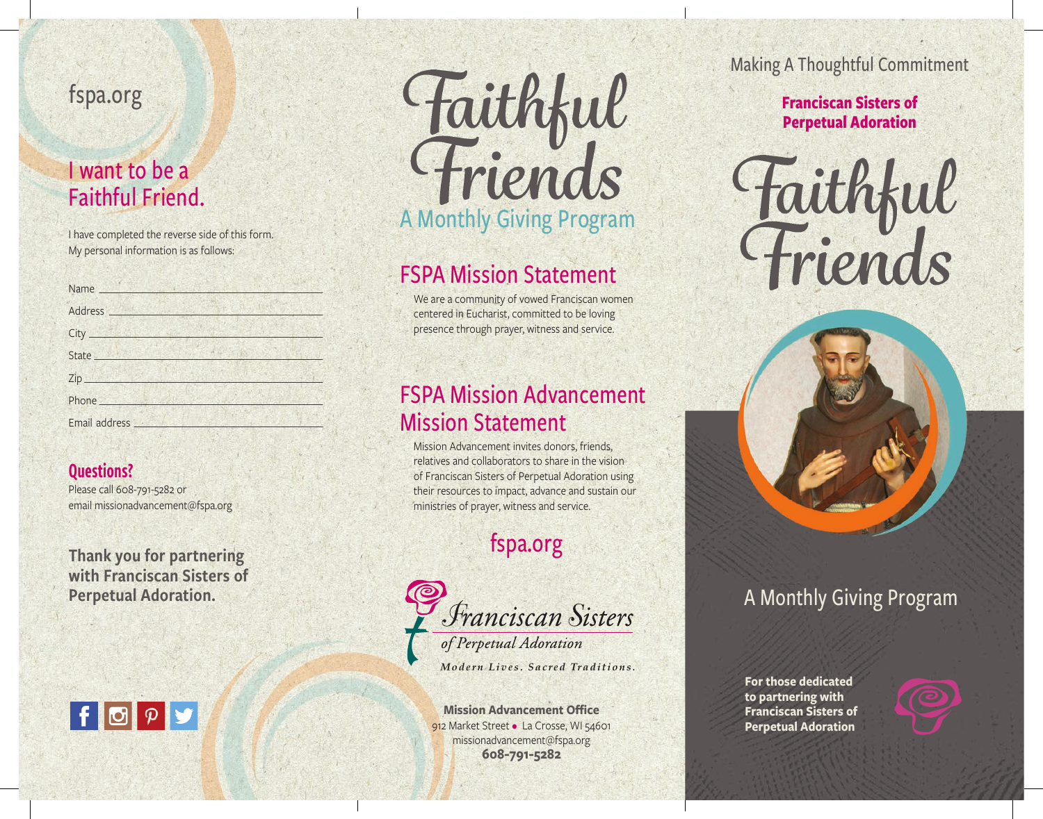fspa.org

## I want to be a Faithful Friend.

I have completed the reverse side of this form.
My personal information is as follows:

Name ______________________________

Address ______________________________

City ______________________________

State ______________________________

Zip ______________________________

Phone ______________________________

Email address ______________________________

### Questions?

Please call 608-791-5282 or
email missionadvancement@fspa.org

**Thank you for partnering with Franciscan Sisters of Perpetual Adoration.**

# Faithful Friends

A Monthly Giving Program

## FSPA Mission Statement

We are a community of vowed Franciscan women centered in Eucharist, committed to be loving presence through prayer, witness and service.

## FSPA Mission Advancement Mission Statement

Mission Advancement invites donors, friends, relatives and collaborators to share in the vision of Franciscan Sisters of Perpetual Adoration using their resources to impact, advance and sustain our ministries of prayer, witness and service.

fspa.org

*Franciscan Sisters of Perpetual Adoration*

*Modern Lives. Sacred Traditions.*

**Mission Advancement Office**
912 Market Street • La Crosse, WI 54601
missionadvancement@fspa.org
**608-791-5282**

Making A Thoughtful Commitment

**Franciscan Sisters of Perpetual Adoration**

# Faithful Friends

A Monthly Giving Program

**For those dedicated to partnering with Franciscan Sisters of Perpetual Adoration**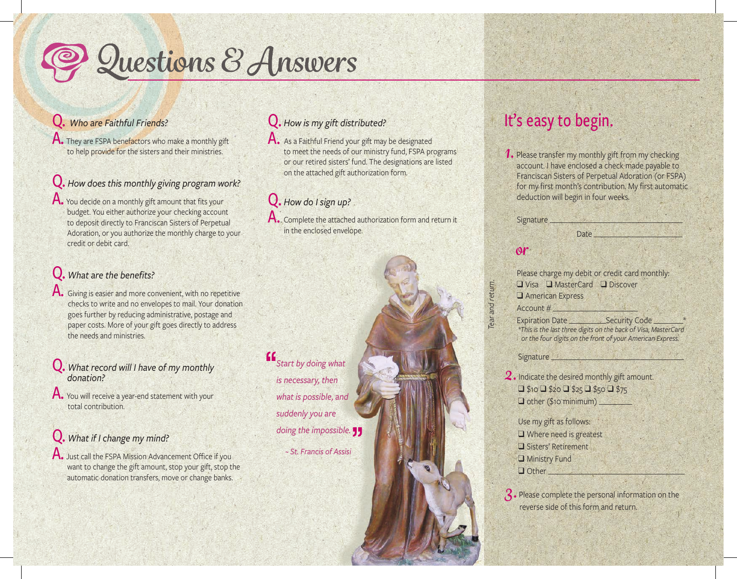# Questions & Answers

**Q.** *Who are Faithful Friends?*

**A.** They are FSPA benefactors who make a monthly gift to help provide for the sisters and their ministries.

**Q.** *How does this monthly giving program work?*

**A.** You decide on a monthly gift amount that fits your budget. You either authorize your checking account to deposit directly to Franciscan Sisters of Perpetual Adoration, or you authorize the monthly charge to your credit or debit card.

**Q.** *What are the benefits?*

**A.** Giving is easier and more convenient, with no repetitive checks to write and no envelopes to mail. Your donation goes further by reducing administrative, postage and paper costs. More of your gift goes directly to address the needs and ministries.

**Q.** *What record will I have of my monthly donation?*

**A.** You will receive a year-end statement with your total contribution.

**Q.** *What if I change my mind?*

**A.** Just call the FSPA Mission Advancement Office if you want to change the gift amount, stop your gift, stop the automatic donation transfers, move or change banks.

**Q.** *How is my gift distributed?*

**A.** As a Faithful Friend your gift may be designated to meet the needs of our ministry fund, FSPA programs or our retired sisters' fund. The designations are listed on the attached gift authorization form.

**Q.** *How do I sign up?*

**A.** Complete the attached authorization form and return it in the enclosed envelope.

> *"Start by doing what is necessary, then what is possible, and suddenly you are doing the impossible."*
>
> *~ St. Francis of Assisi*

*Tear and return.*

## It's easy to begin.

**1.** Please transfer my monthly gift from my checking account. I have enclosed a check made payable to Franciscan Sisters of Perpetual Adoration (or FSPA) for my first month's contribution. My first automatic deduction will begin in four weeks.

Signature ______________________________

Date ____________________

*or*

Please charge my debit or credit card monthly:

❑ Visa ❑ MasterCard ❑ Discover
❑ American Express

Account # ____________________

Expiration Date __________ Security Code ________*

*\*This is the last three digits on the back of Visa, MasterCard or the four digits on the front of your American Express.*

Signature ______________________________

**2.** Indicate the desired monthly gift amount.

❑ $10 ❑ $20 ❑ $25 ❑ $50 ❑ $75
❑ other ($10 minimum) ________

Use my gift as follows:

❑ Where need is greatest
❑ Sisters' Retirement
❑ Ministry Fund
❑ Other ______________________________

**3.** Please complete the personal information on the reverse side of this form and return.